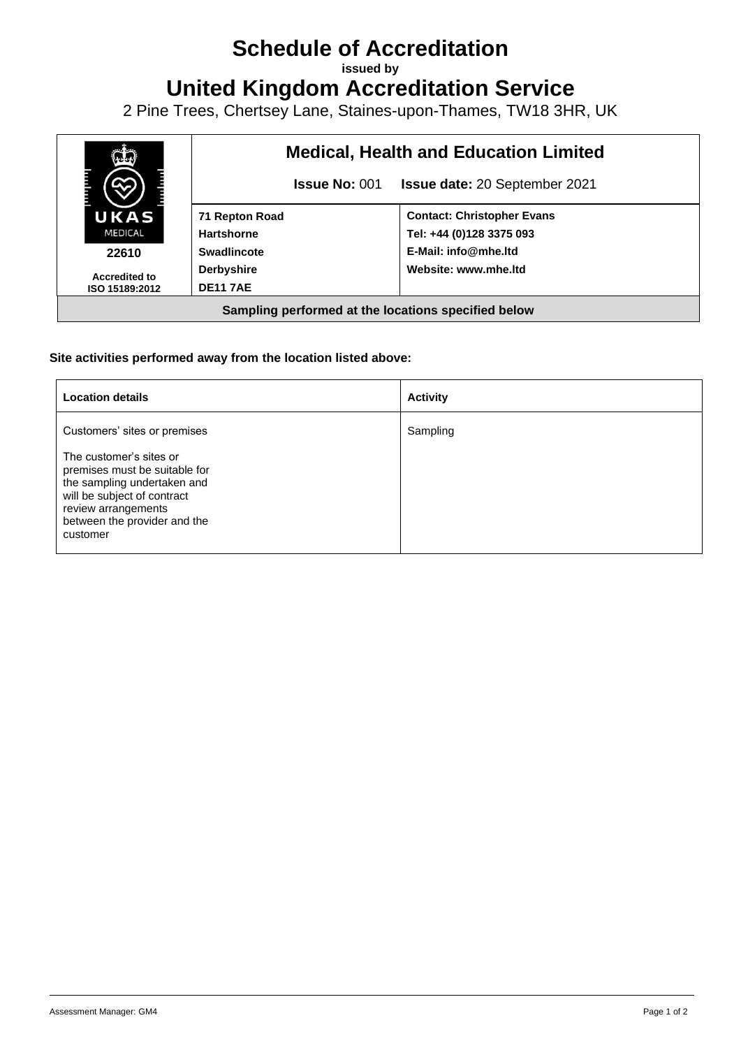# Schedule of Accreditation

**issued by**

# United Kingdom Accreditation Service

2 Pine Trees, Chertsey Lane, Staines-upon-Thames, TW18 3HR, UK

| UKAS MEDICAL 22610 Accredited to ISO 15189:2012 | **Medical, Health and Education Limited** | |
|---|---|---|
| | **Issue No:** 001 | **Issue date:** 20 September 2021 |
| | **71 Repton Road**<br>**Hartshorne**<br>**Swadlincote**<br>**Derbyshire**<br>**DE11 7AE** | **Contact: Christopher Evans**<br>**Tel: +44 (0)128 3375 093**<br>**E-Mail: info@mhe.ltd**<br>**Website: www.mhe.ltd** |
| **Sampling performed at the locations specified below** | | |

**Site activities performed away from the location listed above:**

| **Location details** | **Activity** |
|---|---|
| Customers' sites or premises<br><br>The customer's sites or premises must be suitable for the sampling undertaken and will be subject of contract review arrangements between the provider and the customer | Sampling |

Assessment Manager: GM4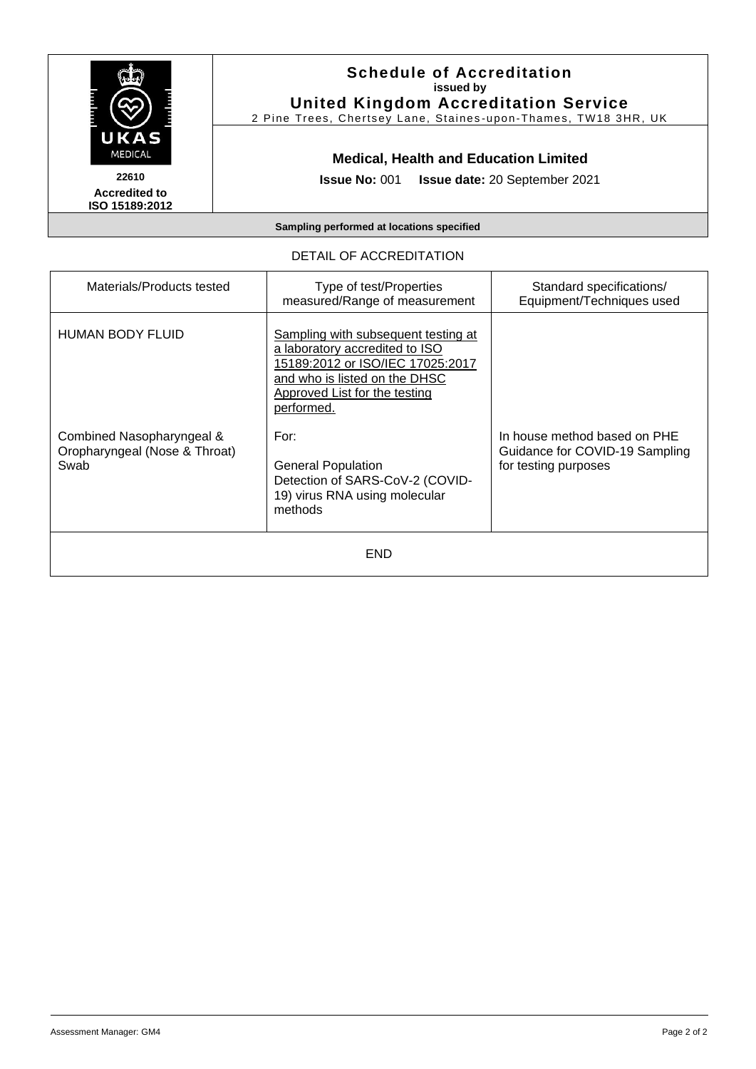**22610**
**Accredited to ISO 15189:2012**

# Schedule of Accreditation
**issued by**
## United Kingdom Accreditation Service
2 Pine Trees, Chertsey Lane, Staines-upon-Thames, TW18 3HR, UK

### Medical, Health and Education Limited

**Issue No:** 001 **Issue date:** 20 September 2021

**Sampling performed at locations specified**

DETAIL OF ACCREDITATION

| Materials/Products tested | Type of test/Properties measured/Range of measurement | Standard specifications/ Equipment/Techniques used |
|---|---|---|
| HUMAN BODY FLUID | Sampling with subsequent testing at a laboratory accredited to ISO 15189:2012 or ISO/IEC 17025:2017 and who is listed on the DHSC Approved List for the testing performed. | |
| Combined Nasopharyngeal & Oropharyngeal (Nose & Throat) Swab | For:<br><br>General Population<br>Detection of SARS-CoV-2 (COVID-19) virus RNA using molecular methods | In house method based on PHE Guidance for COVID-19 Sampling for testing purposes |
| END | | |

Assessment Manager: GM4